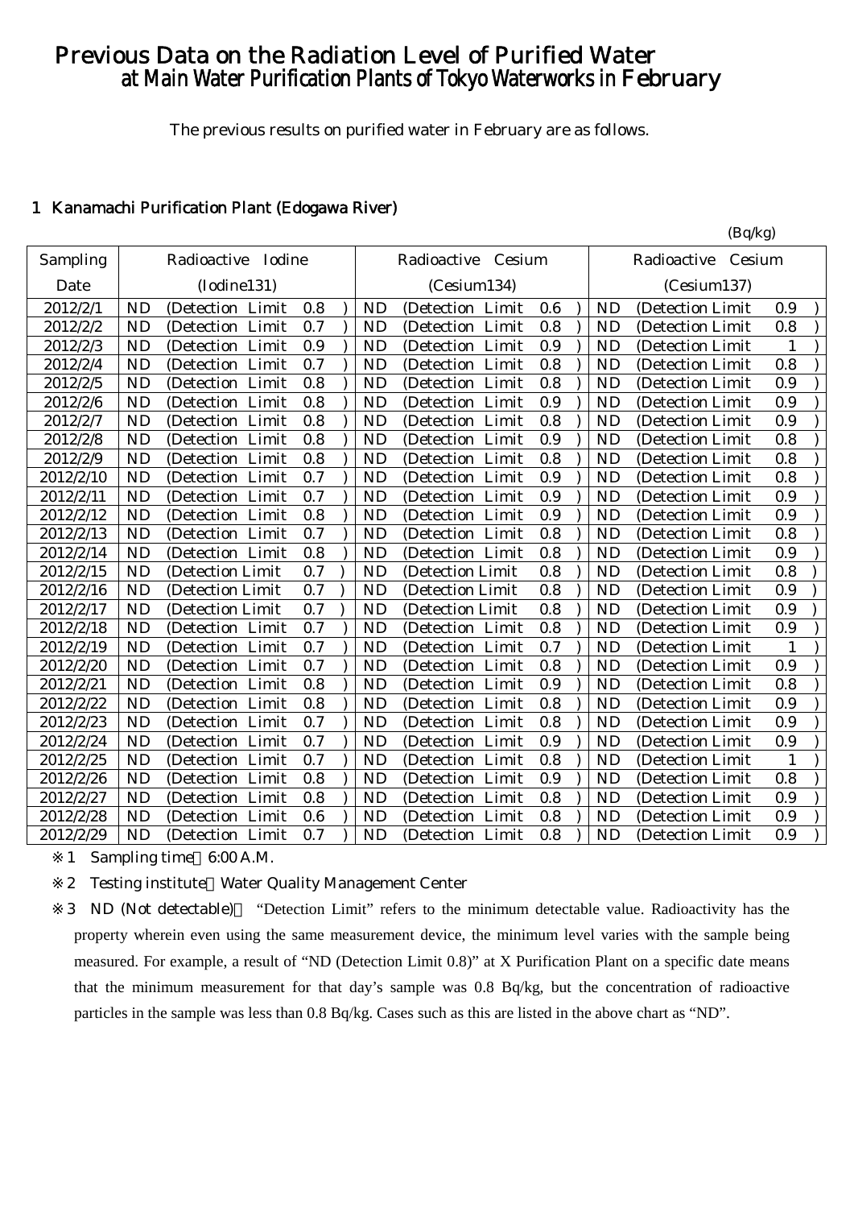# Previous Data on the Radiation Level of Purified Water at Main Water Purification Plants of Tokyo Waterworks in February

The previous results on purified water in February are as follows.

## 1 Kanamachi Purification Plant (Edogawa River)

(Bq/kg)

| Sampling Date | Radioactive Iodine (Iodine131) | Radioactive Cesium (Cesium134) | Radioactive Cesium (Cesium137) |
|---|---|---|---|
| 2012/2/1 | ND (Detection Limit 0.8 ) | ND (Detection Limit 0.6 ) | ND (Detection Limit 0.9 ) |
| 2012/2/2 | ND (Detection Limit 0.7 ) | ND (Detection Limit 0.8 ) | ND (Detection Limit 0.8 ) |
| 2012/2/3 | ND (Detection Limit 0.9 ) | ND (Detection Limit 0.9 ) | ND (Detection Limit 1 ) |
| 2012/2/4 | ND (Detection Limit 0.7 ) | ND (Detection Limit 0.8 ) | ND (Detection Limit 0.8 ) |
| 2012/2/5 | ND (Detection Limit 0.8 ) | ND (Detection Limit 0.8 ) | ND (Detection Limit 0.9 ) |
| 2012/2/6 | ND (Detection Limit 0.8 ) | ND (Detection Limit 0.9 ) | ND (Detection Limit 0.9 ) |
| 2012/2/7 | ND (Detection Limit 0.8 ) | ND (Detection Limit 0.8 ) | ND (Detection Limit 0.9 ) |
| 2012/2/8 | ND (Detection Limit 0.8 ) | ND (Detection Limit 0.9 ) | ND (Detection Limit 0.8 ) |
| 2012/2/9 | ND (Detection Limit 0.8 ) | ND (Detection Limit 0.8 ) | ND (Detection Limit 0.8 ) |
| 2012/2/10 | ND (Detection Limit 0.7 ) | ND (Detection Limit 0.9 ) | ND (Detection Limit 0.8 ) |
| 2012/2/11 | ND (Detection Limit 0.7 ) | ND (Detection Limit 0.9 ) | ND (Detection Limit 0.9 ) |
| 2012/2/12 | ND (Detection Limit 0.8 ) | ND (Detection Limit 0.9 ) | ND (Detection Limit 0.9 ) |
| 2012/2/13 | ND (Detection Limit 0.7 ) | ND (Detection Limit 0.8 ) | ND (Detection Limit 0.8 ) |
| 2012/2/14 | ND (Detection Limit 0.8 ) | ND (Detection Limit 0.8 ) | ND (Detection Limit 0.9 ) |
| 2012/2/15 | ND (Detection Limit 0.7 ) | ND (Detection Limit 0.8 ) | ND (Detection Limit 0.8 ) |
| 2012/2/16 | ND (Detection Limit 0.7 ) | ND (Detection Limit 0.8 ) | ND (Detection Limit 0.9 ) |
| 2012/2/17 | ND (Detection Limit 0.7 ) | ND (Detection Limit 0.8 ) | ND (Detection Limit 0.9 ) |
| 2012/2/18 | ND (Detection Limit 0.7 ) | ND (Detection Limit 0.8 ) | ND (Detection Limit 0.9 ) |
| 2012/2/19 | ND (Detection Limit 0.7 ) | ND (Detection Limit 0.7 ) | ND (Detection Limit 1 ) |
| 2012/2/20 | ND (Detection Limit 0.7 ) | ND (Detection Limit 0.8 ) | ND (Detection Limit 0.9 ) |
| 2012/2/21 | ND (Detection Limit 0.8 ) | ND (Detection Limit 0.9 ) | ND (Detection Limit 0.8 ) |
| 2012/2/22 | ND (Detection Limit 0.8 ) | ND (Detection Limit 0.8 ) | ND (Detection Limit 0.9 ) |
| 2012/2/23 | ND (Detection Limit 0.7 ) | ND (Detection Limit 0.8 ) | ND (Detection Limit 0.9 ) |
| 2012/2/24 | ND (Detection Limit 0.7 ) | ND (Detection Limit 0.9 ) | ND (Detection Limit 0.9 ) |
| 2012/2/25 | ND (Detection Limit 0.7 ) | ND (Detection Limit 0.8 ) | ND (Detection Limit 1 ) |
| 2012/2/26 | ND (Detection Limit 0.8 ) | ND (Detection Limit 0.9 ) | ND (Detection Limit 0.8 ) |
| 2012/2/27 | ND (Detection Limit 0.8 ) | ND (Detection Limit 0.8 ) | ND (Detection Limit 0.9 ) |
| 2012/2/28 | ND (Detection Limit 0.6 ) | ND (Detection Limit 0.8 ) | ND (Detection Limit 0.9 ) |
| 2012/2/29 | ND (Detection Limit 0.7 ) | ND (Detection Limit 0.8 ) | ND (Detection Limit 0.9 ) |

※1 Sampling time 6:00 A.M.

※2 Testing institute Water Quality Management Center

※3 ND (Not detectable) "Detection Limit" refers to the minimum detectable value. Radioactivity has the property wherein even using the same measurement device, the minimum level varies with the sample being measured. For example, a result of "ND (Detection Limit 0.8)" at X Purification Plant on a specific date means that the minimum measurement for that day's sample was 0.8 Bq/kg, but the concentration of radioactive particles in the sample was less than 0.8 Bq/kg. Cases such as this are listed in the above chart as "ND".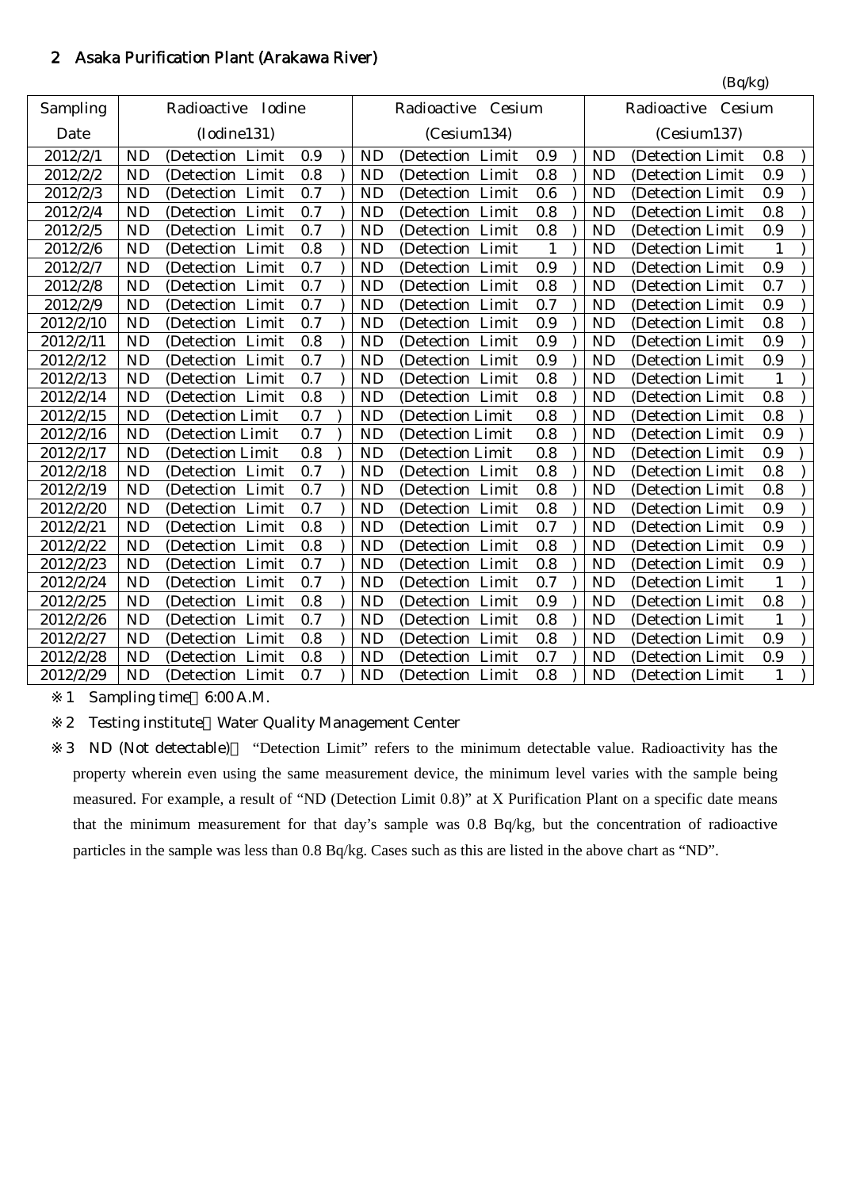## 2 Asaka Purification Plant (Arakawa River)

(Bq/kg)

| Sampling Date | Radioactive Iodine (Iodine131) | Radioactive Cesium (Cesium134) | Radioactive Cesium (Cesium137) |
|---|---|---|---|
| 2012/2/1 | ND (Detection Limit 0.9 ) | ND (Detection Limit 0.9 ) | ND (Detection Limit 0.8 ) |
| 2012/2/2 | ND (Detection Limit 0.8 ) | ND (Detection Limit 0.8 ) | ND (Detection Limit 0.9 ) |
| 2012/2/3 | ND (Detection Limit 0.7 ) | ND (Detection Limit 0.6 ) | ND (Detection Limit 0.9 ) |
| 2012/2/4 | ND (Detection Limit 0.7 ) | ND (Detection Limit 0.8 ) | ND (Detection Limit 0.8 ) |
| 2012/2/5 | ND (Detection Limit 0.7 ) | ND (Detection Limit 0.8 ) | ND (Detection Limit 0.9 ) |
| 2012/2/6 | ND (Detection Limit 0.8 ) | ND (Detection Limit 1 ) | ND (Detection Limit 1 ) |
| 2012/2/7 | ND (Detection Limit 0.7 ) | ND (Detection Limit 0.9 ) | ND (Detection Limit 0.9 ) |
| 2012/2/8 | ND (Detection Limit 0.7 ) | ND (Detection Limit 0.8 ) | ND (Detection Limit 0.7 ) |
| 2012/2/9 | ND (Detection Limit 0.7 ) | ND (Detection Limit 0.7 ) | ND (Detection Limit 0.9 ) |
| 2012/2/10 | ND (Detection Limit 0.7 ) | ND (Detection Limit 0.9 ) | ND (Detection Limit 0.8 ) |
| 2012/2/11 | ND (Detection Limit 0.8 ) | ND (Detection Limit 0.9 ) | ND (Detection Limit 0.9 ) |
| 2012/2/12 | ND (Detection Limit 0.7 ) | ND (Detection Limit 0.9 ) | ND (Detection Limit 0.9 ) |
| 2012/2/13 | ND (Detection Limit 0.7 ) | ND (Detection Limit 0.8 ) | ND (Detection Limit 1 ) |
| 2012/2/14 | ND (Detection Limit 0.8 ) | ND (Detection Limit 0.8 ) | ND (Detection Limit 0.8 ) |
| 2012/2/15 | ND (Detection Limit 0.7 ) | ND (Detection Limit 0.8 ) | ND (Detection Limit 0.8 ) |
| 2012/2/16 | ND (Detection Limit 0.7 ) | ND (Detection Limit 0.8 ) | ND (Detection Limit 0.9 ) |
| 2012/2/17 | ND (Detection Limit 0.8 ) | ND (Detection Limit 0.8 ) | ND (Detection Limit 0.9 ) |
| 2012/2/18 | ND (Detection Limit 0.7 ) | ND (Detection Limit 0.8 ) | ND (Detection Limit 0.8 ) |
| 2012/2/19 | ND (Detection Limit 0.7 ) | ND (Detection Limit 0.8 ) | ND (Detection Limit 0.8 ) |
| 2012/2/20 | ND (Detection Limit 0.7 ) | ND (Detection Limit 0.8 ) | ND (Detection Limit 0.9 ) |
| 2012/2/21 | ND (Detection Limit 0.8 ) | ND (Detection Limit 0.7 ) | ND (Detection Limit 0.9 ) |
| 2012/2/22 | ND (Detection Limit 0.8 ) | ND (Detection Limit 0.8 ) | ND (Detection Limit 0.9 ) |
| 2012/2/23 | ND (Detection Limit 0.7 ) | ND (Detection Limit 0.8 ) | ND (Detection Limit 0.9 ) |
| 2012/2/24 | ND (Detection Limit 0.7 ) | ND (Detection Limit 0.7 ) | ND (Detection Limit 1 ) |
| 2012/2/25 | ND (Detection Limit 0.8 ) | ND (Detection Limit 0.9 ) | ND (Detection Limit 0.8 ) |
| 2012/2/26 | ND (Detection Limit 0.7 ) | ND (Detection Limit 0.8 ) | ND (Detection Limit 1 ) |
| 2012/2/27 | ND (Detection Limit 0.8 ) | ND (Detection Limit 0.8 ) | ND (Detection Limit 0.9 ) |
| 2012/2/28 | ND (Detection Limit 0.8 ) | ND (Detection Limit 0.7 ) | ND (Detection Limit 0.9 ) |
| 2012/2/29 | ND (Detection Limit 0.7 ) | ND (Detection Limit 0.8 ) | ND (Detection Limit 1 ) |

※1 Sampling time 6:00 A.M.

※2 Testing institute Water Quality Management Center

※3 ND (Not detectable) "Detection Limit" refers to the minimum detectable value. Radioactivity has the property wherein even using the same measurement device, the minimum level varies with the sample being measured. For example, a result of "ND (Detection Limit 0.8)" at X Purification Plant on a specific date means that the minimum measurement for that day's sample was 0.8 Bq/kg, but the concentration of radioactive particles in the sample was less than 0.8 Bq/kg. Cases such as this are listed in the above chart as "ND".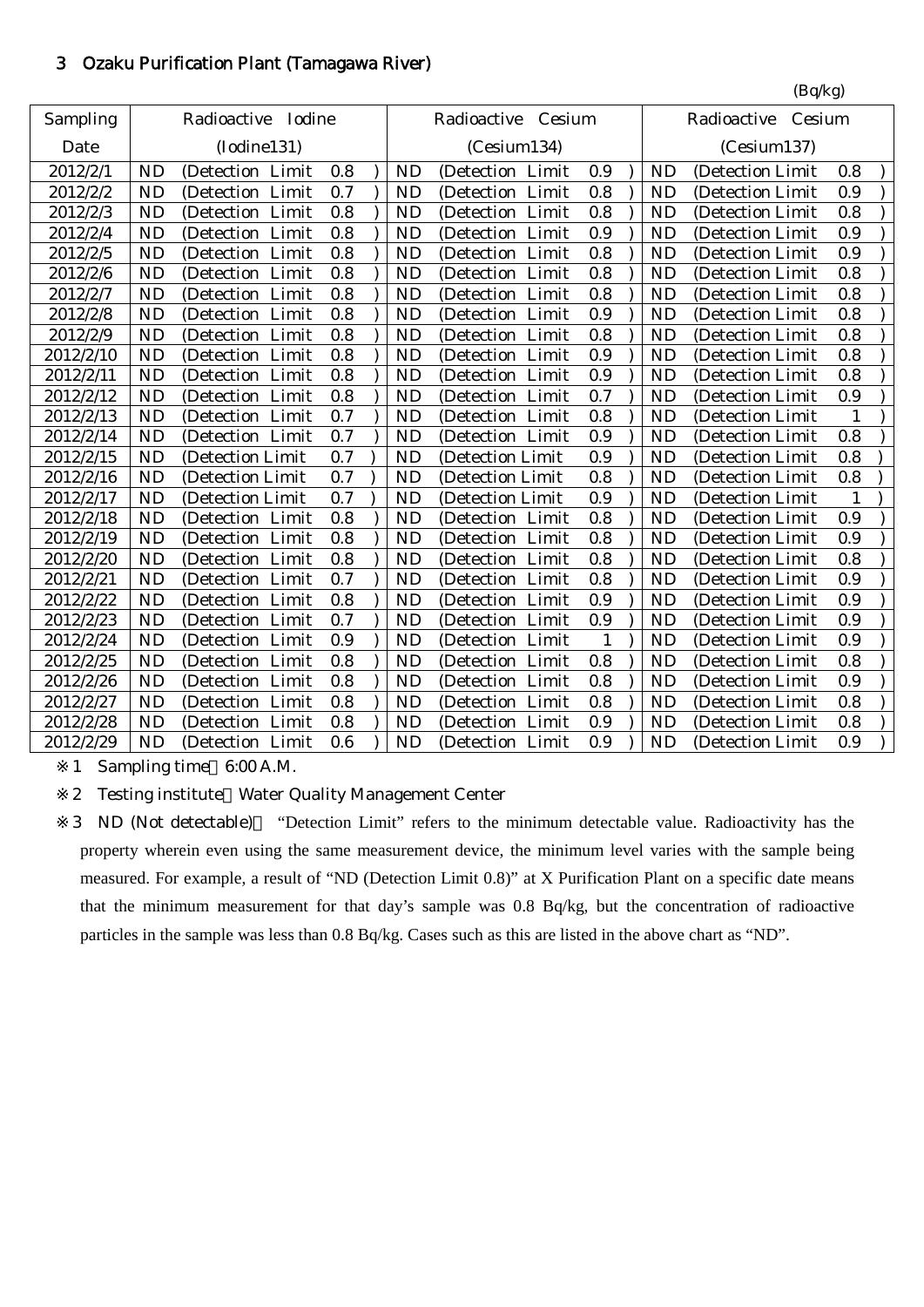## 3 Ozaku Purification Plant (Tamagawa River)

(Bq/kg)

| Sampling Date | Radioactive Iodine (Iodine131) | Radioactive Cesium (Cesium134) | Radioactive Cesium (Cesium137) |
|---|---|---|---|
| 2012/2/1 | ND (Detection Limit 0.8 ) | ND (Detection Limit 0.9 ) | ND (Detection Limit 0.8 ) |
| 2012/2/2 | ND (Detection Limit 0.7 ) | ND (Detection Limit 0.8 ) | ND (Detection Limit 0.9 ) |
| 2012/2/3 | ND (Detection Limit 0.8 ) | ND (Detection Limit 0.8 ) | ND (Detection Limit 0.8 ) |
| 2012/2/4 | ND (Detection Limit 0.8 ) | ND (Detection Limit 0.9 ) | ND (Detection Limit 0.9 ) |
| 2012/2/5 | ND (Detection Limit 0.8 ) | ND (Detection Limit 0.8 ) | ND (Detection Limit 0.9 ) |
| 2012/2/6 | ND (Detection Limit 0.8 ) | ND (Detection Limit 0.8 ) | ND (Detection Limit 0.8 ) |
| 2012/2/7 | ND (Detection Limit 0.8 ) | ND (Detection Limit 0.8 ) | ND (Detection Limit 0.8 ) |
| 2012/2/8 | ND (Detection Limit 0.8 ) | ND (Detection Limit 0.9 ) | ND (Detection Limit 0.8 ) |
| 2012/2/9 | ND (Detection Limit 0.8 ) | ND (Detection Limit 0.8 ) | ND (Detection Limit 0.8 ) |
| 2012/2/10 | ND (Detection Limit 0.8 ) | ND (Detection Limit 0.9 ) | ND (Detection Limit 0.8 ) |
| 2012/2/11 | ND (Detection Limit 0.8 ) | ND (Detection Limit 0.9 ) | ND (Detection Limit 0.8 ) |
| 2012/2/12 | ND (Detection Limit 0.8 ) | ND (Detection Limit 0.7 ) | ND (Detection Limit 0.9 ) |
| 2012/2/13 | ND (Detection Limit 0.7 ) | ND (Detection Limit 0.8 ) | ND (Detection Limit 1 ) |
| 2012/2/14 | ND (Detection Limit 0.7 ) | ND (Detection Limit 0.9 ) | ND (Detection Limit 0.8 ) |
| 2012/2/15 | ND (Detection Limit 0.7 ) | ND (Detection Limit 0.9 ) | ND (Detection Limit 0.8 ) |
| 2012/2/16 | ND (Detection Limit 0.7 ) | ND (Detection Limit 0.8 ) | ND (Detection Limit 0.8 ) |
| 2012/2/17 | ND (Detection Limit 0.7 ) | ND (Detection Limit 0.9 ) | ND (Detection Limit 1 ) |
| 2012/2/18 | ND (Detection Limit 0.8 ) | ND (Detection Limit 0.8 ) | ND (Detection Limit 0.9 ) |
| 2012/2/19 | ND (Detection Limit 0.8 ) | ND (Detection Limit 0.8 ) | ND (Detection Limit 0.9 ) |
| 2012/2/20 | ND (Detection Limit 0.8 ) | ND (Detection Limit 0.8 ) | ND (Detection Limit 0.8 ) |
| 2012/2/21 | ND (Detection Limit 0.7 ) | ND (Detection Limit 0.8 ) | ND (Detection Limit 0.9 ) |
| 2012/2/22 | ND (Detection Limit 0.8 ) | ND (Detection Limit 0.9 ) | ND (Detection Limit 0.9 ) |
| 2012/2/23 | ND (Detection Limit 0.7 ) | ND (Detection Limit 0.9 ) | ND (Detection Limit 0.9 ) |
| 2012/2/24 | ND (Detection Limit 0.9 ) | ND (Detection Limit 1 ) | ND (Detection Limit 0.9 ) |
| 2012/2/25 | ND (Detection Limit 0.8 ) | ND (Detection Limit 0.8 ) | ND (Detection Limit 0.8 ) |
| 2012/2/26 | ND (Detection Limit 0.8 ) | ND (Detection Limit 0.8 ) | ND (Detection Limit 0.9 ) |
| 2012/2/27 | ND (Detection Limit 0.8 ) | ND (Detection Limit 0.8 ) | ND (Detection Limit 0.8 ) |
| 2012/2/28 | ND (Detection Limit 0.8 ) | ND (Detection Limit 0.9 ) | ND (Detection Limit 0.8 ) |
| 2012/2/29 | ND (Detection Limit 0.6 ) | ND (Detection Limit 0.9 ) | ND (Detection Limit 0.9 ) |

※1 Sampling time 6:00 A.M.

※2 Testing institute Water Quality Management Center

※3 ND (Not detectable) "Detection Limit" refers to the minimum detectable value. Radioactivity has the property wherein even using the same measurement device, the minimum level varies with the sample being measured. For example, a result of "ND (Detection Limit 0.8)" at X Purification Plant on a specific date means that the minimum measurement for that day's sample was 0.8 Bq/kg, but the concentration of radioactive particles in the sample was less than 0.8 Bq/kg. Cases such as this are listed in the above chart as "ND".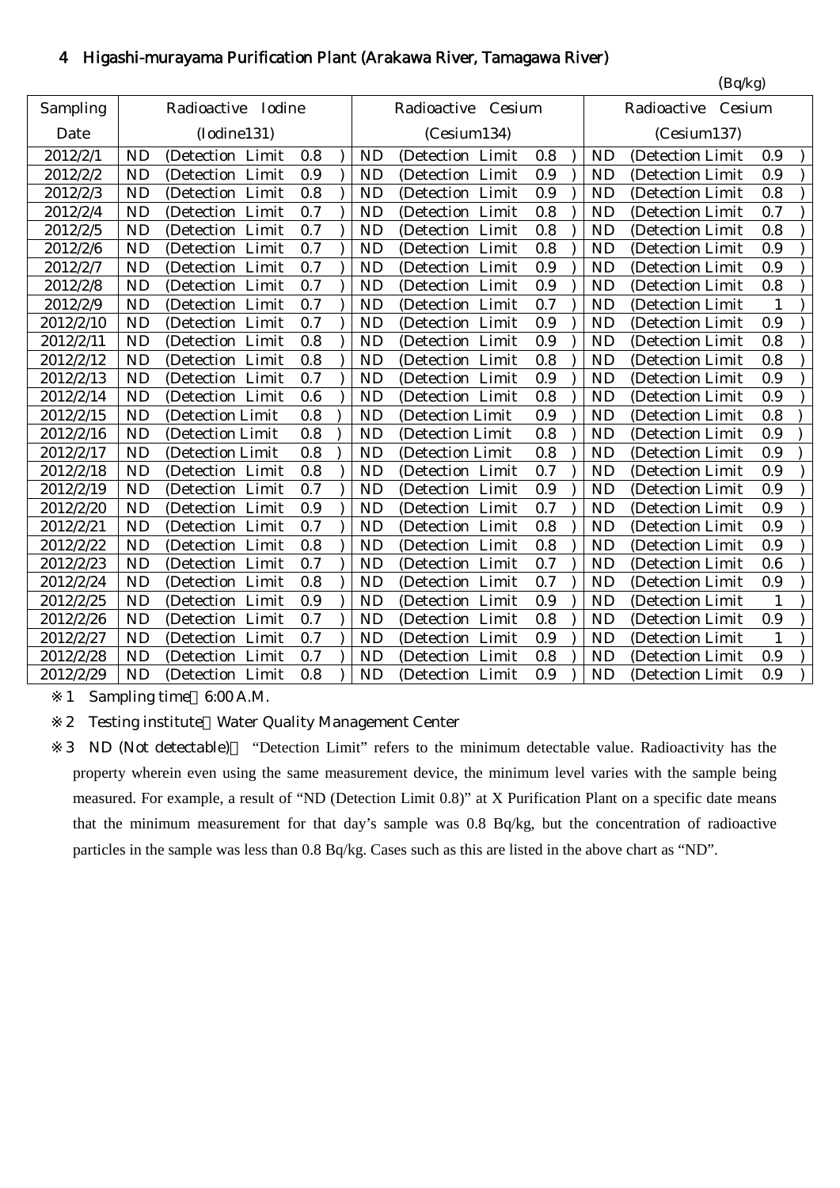## 4 Higashi-murayama Purification Plant (Arakawa River, Tamagawa River)

(Bq/kg)

| Sampling Date | Radioactive Iodine (Iodine131) | Radioactive Cesium (Cesium134) | Radioactive Cesium (Cesium137) |
|---|---|---|---|
| 2012/2/1 | ND (Detection Limit 0.8 ) | ND (Detection Limit 0.8 ) | ND (Detection Limit 0.9 ) |
| 2012/2/2 | ND (Detection Limit 0.9 ) | ND (Detection Limit 0.9 ) | ND (Detection Limit 0.9 ) |
| 2012/2/3 | ND (Detection Limit 0.8 ) | ND (Detection Limit 0.9 ) | ND (Detection Limit 0.8 ) |
| 2012/2/4 | ND (Detection Limit 0.7 ) | ND (Detection Limit 0.8 ) | ND (Detection Limit 0.7 ) |
| 2012/2/5 | ND (Detection Limit 0.7 ) | ND (Detection Limit 0.8 ) | ND (Detection Limit 0.8 ) |
| 2012/2/6 | ND (Detection Limit 0.7 ) | ND (Detection Limit 0.8 ) | ND (Detection Limit 0.9 ) |
| 2012/2/7 | ND (Detection Limit 0.7 ) | ND (Detection Limit 0.9 ) | ND (Detection Limit 0.9 ) |
| 2012/2/8 | ND (Detection Limit 0.7 ) | ND (Detection Limit 0.9 ) | ND (Detection Limit 0.8 ) |
| 2012/2/9 | ND (Detection Limit 0.7 ) | ND (Detection Limit 0.7 ) | ND (Detection Limit 1 ) |
| 2012/2/10 | ND (Detection Limit 0.7 ) | ND (Detection Limit 0.9 ) | ND (Detection Limit 0.9 ) |
| 2012/2/11 | ND (Detection Limit 0.8 ) | ND (Detection Limit 0.9 ) | ND (Detection Limit 0.8 ) |
| 2012/2/12 | ND (Detection Limit 0.8 ) | ND (Detection Limit 0.8 ) | ND (Detection Limit 0.8 ) |
| 2012/2/13 | ND (Detection Limit 0.7 ) | ND (Detection Limit 0.9 ) | ND (Detection Limit 0.9 ) |
| 2012/2/14 | ND (Detection Limit 0.6 ) | ND (Detection Limit 0.8 ) | ND (Detection Limit 0.9 ) |
| 2012/2/15 | ND (Detection Limit 0.8 ) | ND (Detection Limit 0.9 ) | ND (Detection Limit 0.8 ) |
| 2012/2/16 | ND (Detection Limit 0.8 ) | ND (Detection Limit 0.8 ) | ND (Detection Limit 0.9 ) |
| 2012/2/17 | ND (Detection Limit 0.8 ) | ND (Detection Limit 0.8 ) | ND (Detection Limit 0.9 ) |
| 2012/2/18 | ND (Detection Limit 0.8 ) | ND (Detection Limit 0.7 ) | ND (Detection Limit 0.9 ) |
| 2012/2/19 | ND (Detection Limit 0.7 ) | ND (Detection Limit 0.9 ) | ND (Detection Limit 0.9 ) |
| 2012/2/20 | ND (Detection Limit 0.9 ) | ND (Detection Limit 0.7 ) | ND (Detection Limit 0.9 ) |
| 2012/2/21 | ND (Detection Limit 0.7 ) | ND (Detection Limit 0.8 ) | ND (Detection Limit 0.9 ) |
| 2012/2/22 | ND (Detection Limit 0.8 ) | ND (Detection Limit 0.8 ) | ND (Detection Limit 0.9 ) |
| 2012/2/23 | ND (Detection Limit 0.7 ) | ND (Detection Limit 0.7 ) | ND (Detection Limit 0.6 ) |
| 2012/2/24 | ND (Detection Limit 0.8 ) | ND (Detection Limit 0.7 ) | ND (Detection Limit 0.9 ) |
| 2012/2/25 | ND (Detection Limit 0.9 ) | ND (Detection Limit 0.9 ) | ND (Detection Limit 1 ) |
| 2012/2/26 | ND (Detection Limit 0.7 ) | ND (Detection Limit 0.8 ) | ND (Detection Limit 0.9 ) |
| 2012/2/27 | ND (Detection Limit 0.7 ) | ND (Detection Limit 0.9 ) | ND (Detection Limit 1 ) |
| 2012/2/28 | ND (Detection Limit 0.7 ) | ND (Detection Limit 0.8 ) | ND (Detection Limit 0.9 ) |
| 2012/2/29 | ND (Detection Limit 0.8 ) | ND (Detection Limit 0.9 ) | ND (Detection Limit 0.9 ) |

※1 Sampling time 6:00 A.M.

※2 Testing institute Water Quality Management Center

※3 ND (Not detectable) "Detection Limit" refers to the minimum detectable value. Radioactivity has the property wherein even using the same measurement device, the minimum level varies with the sample being measured. For example, a result of "ND (Detection Limit 0.8)" at X Purification Plant on a specific date means that the minimum measurement for that day's sample was 0.8 Bq/kg, but the concentration of radioactive particles in the sample was less than 0.8 Bq/kg. Cases such as this are listed in the above chart as "ND".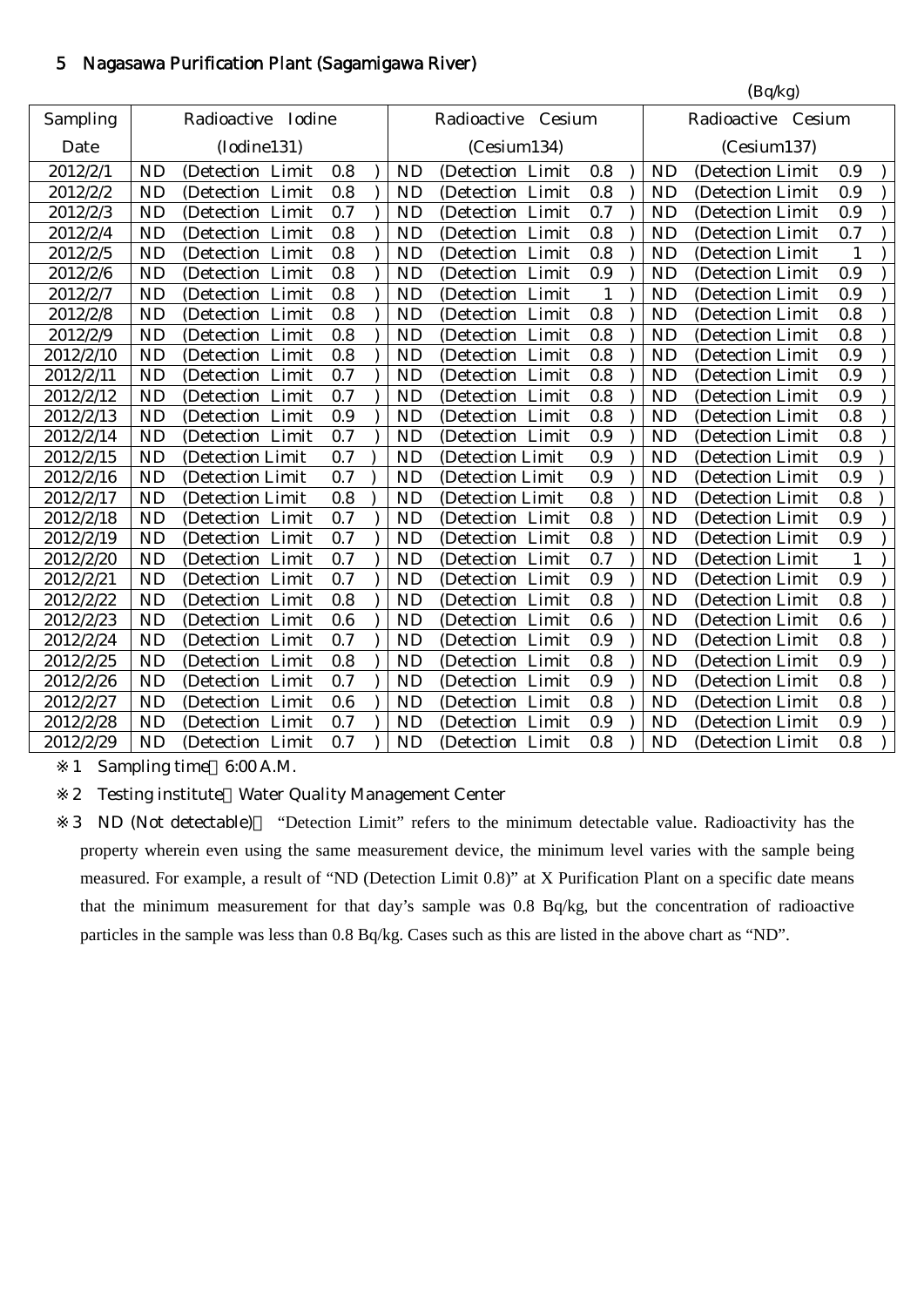## 5 Nagasawa Purification Plant (Sagamigawa River)

(Bq/kg)

| Sampling Date | Radioactive Iodine (Iodine131) | Radioactive Cesium (Cesium134) | Radioactive Cesium (Cesium137) |
|---|---|---|---|
| 2012/2/1 | ND (Detection Limit 0.8 ) | ND (Detection Limit 0.8 ) | ND (Detection Limit 0.9 ) |
| 2012/2/2 | ND (Detection Limit 0.8 ) | ND (Detection Limit 0.8 ) | ND (Detection Limit 0.9 ) |
| 2012/2/3 | ND (Detection Limit 0.7 ) | ND (Detection Limit 0.7 ) | ND (Detection Limit 0.9 ) |
| 2012/2/4 | ND (Detection Limit 0.8 ) | ND (Detection Limit 0.8 ) | ND (Detection Limit 0.7 ) |
| 2012/2/5 | ND (Detection Limit 0.8 ) | ND (Detection Limit 0.8 ) | ND (Detection Limit 1 ) |
| 2012/2/6 | ND (Detection Limit 0.8 ) | ND (Detection Limit 0.9 ) | ND (Detection Limit 0.9 ) |
| 2012/2/7 | ND (Detection Limit 0.8 ) | ND (Detection Limit 1 ) | ND (Detection Limit 0.9 ) |
| 2012/2/8 | ND (Detection Limit 0.8 ) | ND (Detection Limit 0.8 ) | ND (Detection Limit 0.8 ) |
| 2012/2/9 | ND (Detection Limit 0.8 ) | ND (Detection Limit 0.8 ) | ND (Detection Limit 0.8 ) |
| 2012/2/10 | ND (Detection Limit 0.8 ) | ND (Detection Limit 0.8 ) | ND (Detection Limit 0.9 ) |
| 2012/2/11 | ND (Detection Limit 0.7 ) | ND (Detection Limit 0.8 ) | ND (Detection Limit 0.9 ) |
| 2012/2/12 | ND (Detection Limit 0.7 ) | ND (Detection Limit 0.8 ) | ND (Detection Limit 0.9 ) |
| 2012/2/13 | ND (Detection Limit 0.9 ) | ND (Detection Limit 0.8 ) | ND (Detection Limit 0.8 ) |
| 2012/2/14 | ND (Detection Limit 0.7 ) | ND (Detection Limit 0.9 ) | ND (Detection Limit 0.8 ) |
| 2012/2/15 | ND (Detection Limit 0.7 ) | ND (Detection Limit 0.9 ) | ND (Detection Limit 0.9 ) |
| 2012/2/16 | ND (Detection Limit 0.7 ) | ND (Detection Limit 0.9 ) | ND (Detection Limit 0.9 ) |
| 2012/2/17 | ND (Detection Limit 0.8 ) | ND (Detection Limit 0.8 ) | ND (Detection Limit 0.8 ) |
| 2012/2/18 | ND (Detection Limit 0.7 ) | ND (Detection Limit 0.8 ) | ND (Detection Limit 0.9 ) |
| 2012/2/19 | ND (Detection Limit 0.7 ) | ND (Detection Limit 0.8 ) | ND (Detection Limit 0.9 ) |
| 2012/2/20 | ND (Detection Limit 0.7 ) | ND (Detection Limit 0.7 ) | ND (Detection Limit 1 ) |
| 2012/2/21 | ND (Detection Limit 0.7 ) | ND (Detection Limit 0.9 ) | ND (Detection Limit 0.9 ) |
| 2012/2/22 | ND (Detection Limit 0.8 ) | ND (Detection Limit 0.8 ) | ND (Detection Limit 0.8 ) |
| 2012/2/23 | ND (Detection Limit 0.6 ) | ND (Detection Limit 0.6 ) | ND (Detection Limit 0.6 ) |
| 2012/2/24 | ND (Detection Limit 0.7 ) | ND (Detection Limit 0.9 ) | ND (Detection Limit 0.8 ) |
| 2012/2/25 | ND (Detection Limit 0.8 ) | ND (Detection Limit 0.8 ) | ND (Detection Limit 0.9 ) |
| 2012/2/26 | ND (Detection Limit 0.7 ) | ND (Detection Limit 0.9 ) | ND (Detection Limit 0.8 ) |
| 2012/2/27 | ND (Detection Limit 0.6 ) | ND (Detection Limit 0.8 ) | ND (Detection Limit 0.8 ) |
| 2012/2/28 | ND (Detection Limit 0.7 ) | ND (Detection Limit 0.9 ) | ND (Detection Limit 0.9 ) |
| 2012/2/29 | ND (Detection Limit 0.7 ) | ND (Detection Limit 0.8 ) | ND (Detection Limit 0.8 ) |

※1 Sampling time：6:00 A.M.

※2 Testing institute：Water Quality Management Center

※3 ND (Not detectable)： "Detection Limit" refers to the minimum detectable value. Radioactivity has the property wherein even using the same measurement device, the minimum level varies with the sample being measured. For example, a result of "ND (Detection Limit 0.8)" at X Purification Plant on a specific date means that the minimum measurement for that day's sample was 0.8 Bq/kg, but the concentration of radioactive particles in the sample was less than 0.8 Bq/kg. Cases such as this are listed in the above chart as "ND".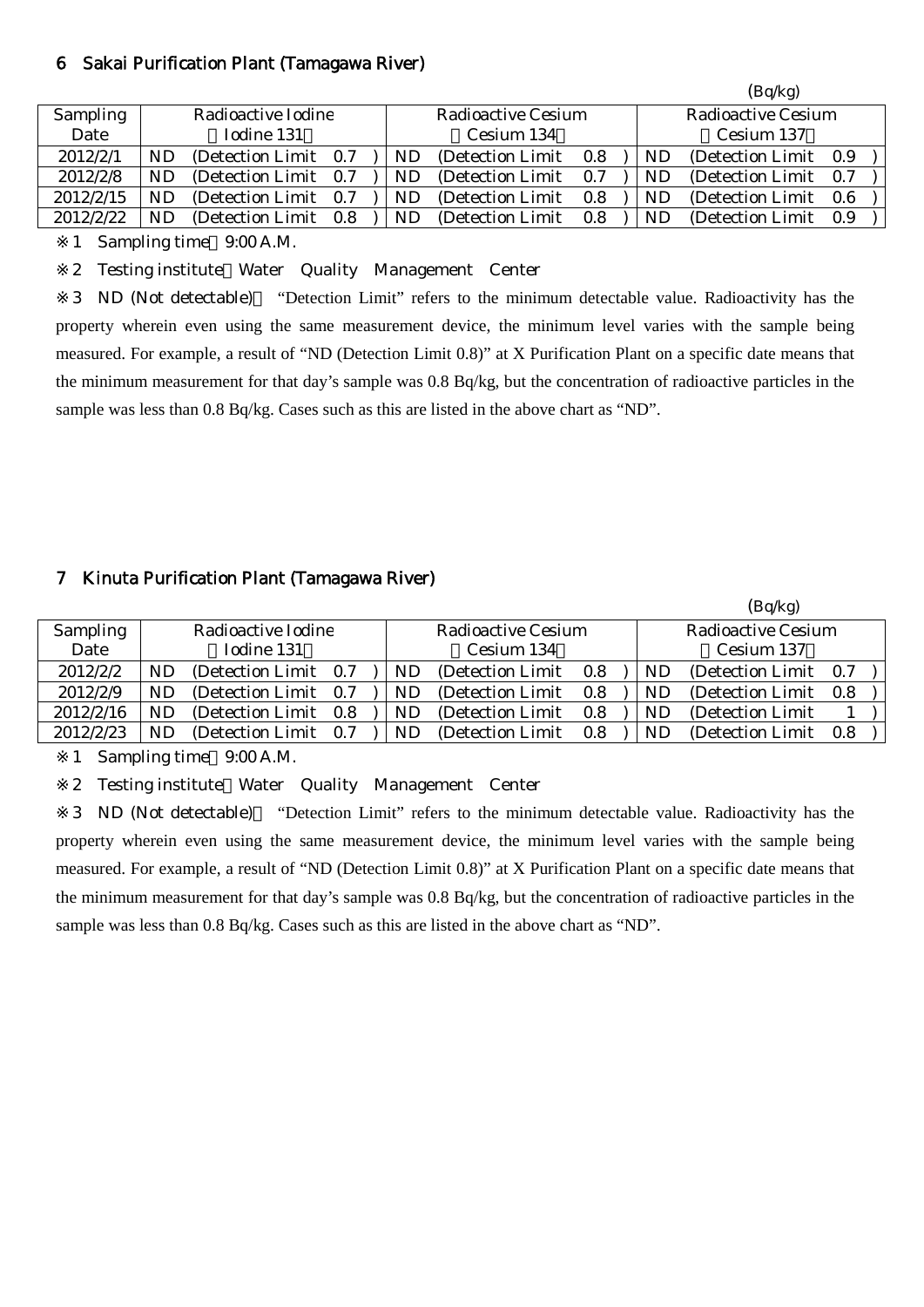## 6 Sakai Purification Plant (Tamagawa River)

(Bq/kg)

| Sampling Date | Radioactive Iodine (Iodine 131) | Radioactive Cesium (Cesium 134) | Radioactive Cesium (Cesium 137) |
|---|---|---|---|
| 2012/2/1 | ND (Detection Limit 0.7 ) | ND (Detection Limit 0.8 ) | ND (Detection Limit 0.9 ) |
| 2012/2/8 | ND (Detection Limit 0.7 ) | ND (Detection Limit 0.7 ) | ND (Detection Limit 0.7 ) |
| 2012/2/15 | ND (Detection Limit 0.7 ) | ND (Detection Limit 0.8 ) | ND (Detection Limit 0.6 ) |
| 2012/2/22 | ND (Detection Limit 0.8 ) | ND (Detection Limit 0.8 ) | ND (Detection Limit 0.9 ) |

※1 Sampling time 9:00 A.M.

※2 Testing institute Water Quality Management Center

※3 ND (Not detectable) "Detection Limit" refers to the minimum detectable value. Radioactivity has the property wherein even using the same measurement device, the minimum level varies with the sample being measured. For example, a result of "ND (Detection Limit 0.8)" at X Purification Plant on a specific date means that the minimum measurement for that day's sample was 0.8 Bq/kg, but the concentration of radioactive particles in the sample was less than 0.8 Bq/kg. Cases such as this are listed in the above chart as "ND".

## 7 Kinuta Purification Plant (Tamagawa River)

(Bq/kg)

| Sampling Date | Radioactive Iodine (Iodine 131) | Radioactive Cesium (Cesium 134) | Radioactive Cesium (Cesium 137) |
|---|---|---|---|
| 2012/2/2 | ND (Detection Limit 0.7 ) | ND (Detection Limit 0.8 ) | ND (Detection Limit 0.7 ) |
| 2012/2/9 | ND (Detection Limit 0.7 ) | ND (Detection Limit 0.8 ) | ND (Detection Limit 0.8 ) |
| 2012/2/16 | ND (Detection Limit 0.8 ) | ND (Detection Limit 0.8 ) | ND (Detection Limit 1 ) |
| 2012/2/23 | ND (Detection Limit 0.7 ) | ND (Detection Limit 0.8 ) | ND (Detection Limit 0.8 ) |

※1 Sampling time 9:00 A.M.

※2 Testing institute Water Quality Management Center

※3 ND (Not detectable) "Detection Limit" refers to the minimum detectable value. Radioactivity has the property wherein even using the same measurement device, the minimum level varies with the sample being measured. For example, a result of "ND (Detection Limit 0.8)" at X Purification Plant on a specific date means that the minimum measurement for that day's sample was 0.8 Bq/kg, but the concentration of radioactive particles in the sample was less than 0.8 Bq/kg. Cases such as this are listed in the above chart as "ND".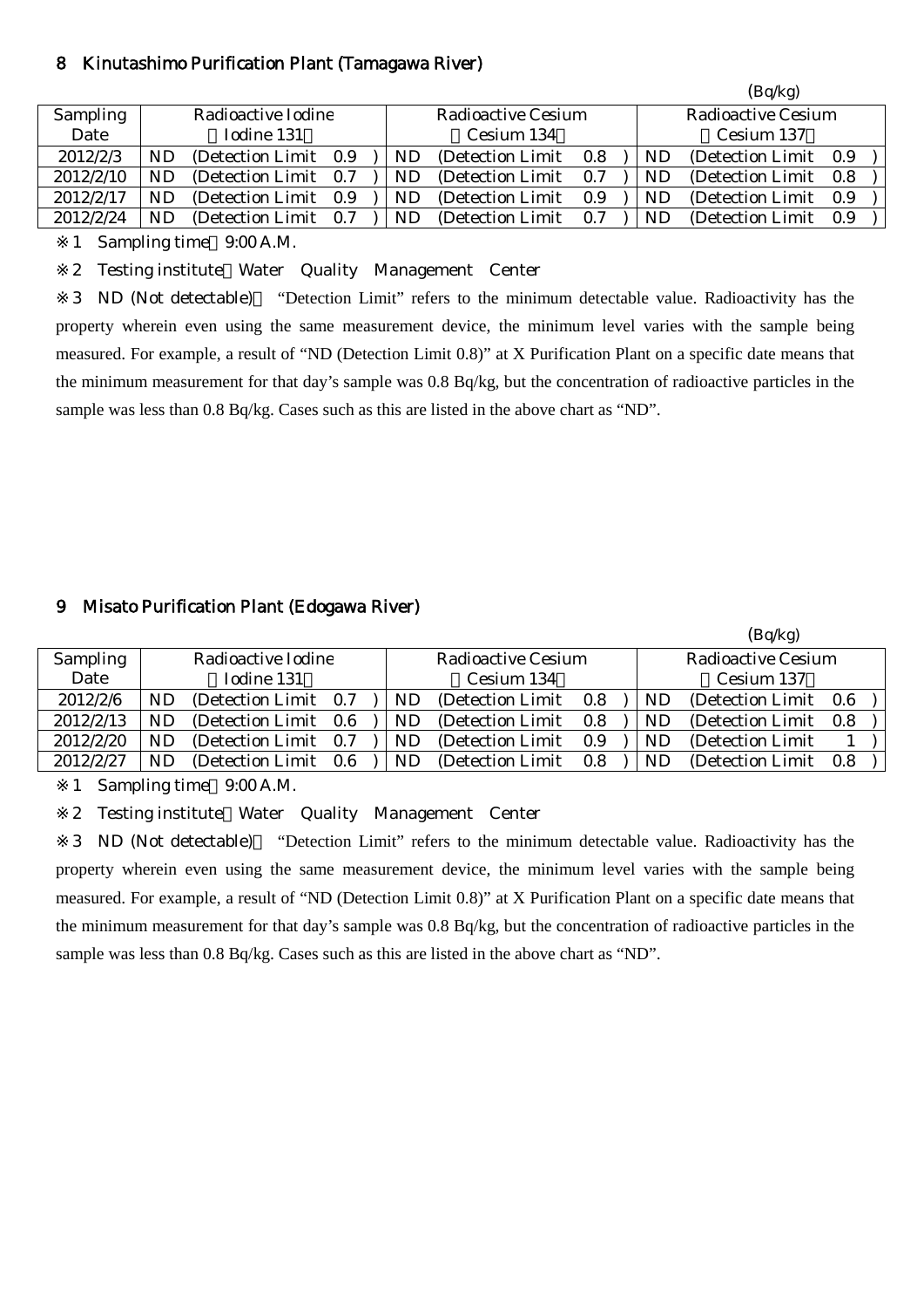## 8 Kinutashimo Purification Plant (Tamagawa River)

(Bq/kg)

| Sampling Date | Radioactive Iodine (Iodine 131) | Radioactive Cesium (Cesium 134) | Radioactive Cesium (Cesium 137) |
|---|---|---|---|
| 2012/2/3 | ND (Detection Limit 0.9) | ND (Detection Limit 0.8) | ND (Detection Limit 0.9) |
| 2012/2/10 | ND (Detection Limit 0.7) | ND (Detection Limit 0.7) | ND (Detection Limit 0.8) |
| 2012/2/17 | ND (Detection Limit 0.9) | ND (Detection Limit 0.9) | ND (Detection Limit 0.9) |
| 2012/2/24 | ND (Detection Limit 0.7) | ND (Detection Limit 0.7) | ND (Detection Limit 0.9) |

※1 Sampling time 9:00 A.M.

※2 Testing institute Water Quality Management Center

※3 ND (Not detectable) "Detection Limit" refers to the minimum detectable value. Radioactivity has the property wherein even using the same measurement device, the minimum level varies with the sample being measured. For example, a result of "ND (Detection Limit 0.8)" at X Purification Plant on a specific date means that the minimum measurement for that day's sample was 0.8 Bq/kg, but the concentration of radioactive particles in the sample was less than 0.8 Bq/kg. Cases such as this are listed in the above chart as "ND".

## 9 Misato Purification Plant (Edogawa River)

(Bq/kg)

| Sampling Date | Radioactive Iodine (Iodine 131) | Radioactive Cesium (Cesium 134) | Radioactive Cesium (Cesium 137) |
|---|---|---|---|
| 2012/2/6 | ND (Detection Limit 0.7) | ND (Detection Limit 0.8) | ND (Detection Limit 0.6) |
| 2012/2/13 | ND (Detection Limit 0.6) | ND (Detection Limit 0.8) | ND (Detection Limit 0.8) |
| 2012/2/20 | ND (Detection Limit 0.7) | ND (Detection Limit 0.9) | ND (Detection Limit 1) |
| 2012/2/27 | ND (Detection Limit 0.6) | ND (Detection Limit 0.8) | ND (Detection Limit 0.8) |

※1 Sampling time 9:00 A.M.

※2 Testing institute Water Quality Management Center

※3 ND (Not detectable) "Detection Limit" refers to the minimum detectable value. Radioactivity has the property wherein even using the same measurement device, the minimum level varies with the sample being measured. For example, a result of "ND (Detection Limit 0.8)" at X Purification Plant on a specific date means that the minimum measurement for that day's sample was 0.8 Bq/kg, but the concentration of radioactive particles in the sample was less than 0.8 Bq/kg. Cases such as this are listed in the above chart as "ND".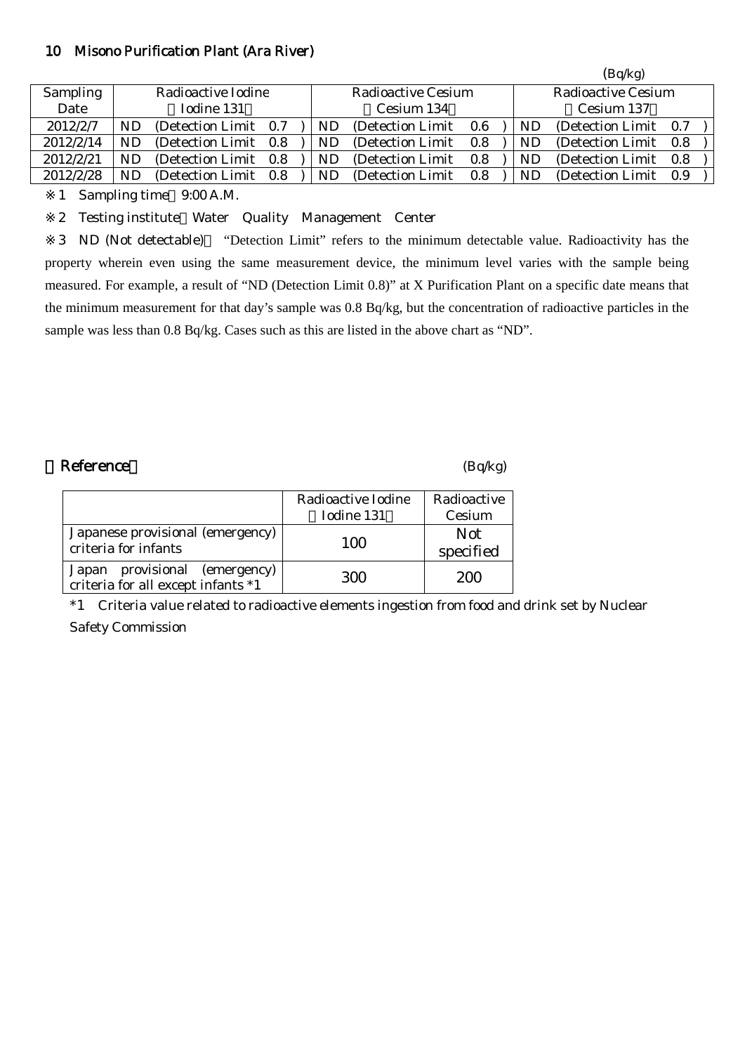## 10 Misono Purification Plant (Ara River)

(Bq/kg)

| Sampling Date | Radioactive Iodine (Iodine 131) | Radioactive Cesium (Cesium 134) | Radioactive Cesium (Cesium 137) |
|---|---|---|---|
| 2012/2/7 | ND (Detection Limit 0.7 ) | ND (Detection Limit 0.6 ) | ND (Detection Limit 0.7 ) |
| 2012/2/14 | ND (Detection Limit 0.8 ) | ND (Detection Limit 0.8 ) | ND (Detection Limit 0.8 ) |
| 2012/2/21 | ND (Detection Limit 0.8 ) | ND (Detection Limit 0.8 ) | ND (Detection Limit 0.8 ) |
| 2012/2/28 | ND (Detection Limit 0.8 ) | ND (Detection Limit 0.8 ) | ND (Detection Limit 0.9 ) |

※1 Sampling time 9:00 A.M.

※2 Testing institute Water Quality Management Center

※3 ND (Not detectable) "Detection Limit" refers to the minimum detectable value. Radioactivity has the property wherein even using the same measurement device, the minimum level varies with the sample being measured. For example, a result of "ND (Detection Limit 0.8)" at X Purification Plant on a specific date means that the minimum measurement for that day's sample was 0.8 Bq/kg, but the concentration of radioactive particles in the sample was less than 0.8 Bq/kg. Cases such as this are listed in the above chart as "ND".

**Reference** (Bq/kg)

| | Radioactive Iodine (Iodine 131) | Radioactive Cesium |
|---|---|---|
| Japanese provisional (emergency) criteria for infants | 100 | Not specified |
| Japan provisional (emergency) criteria for all except infants *1 | 300 | 200 |

*1 Criteria value related to radioactive elements ingestion from food and drink set by Nuclear Safety Commission